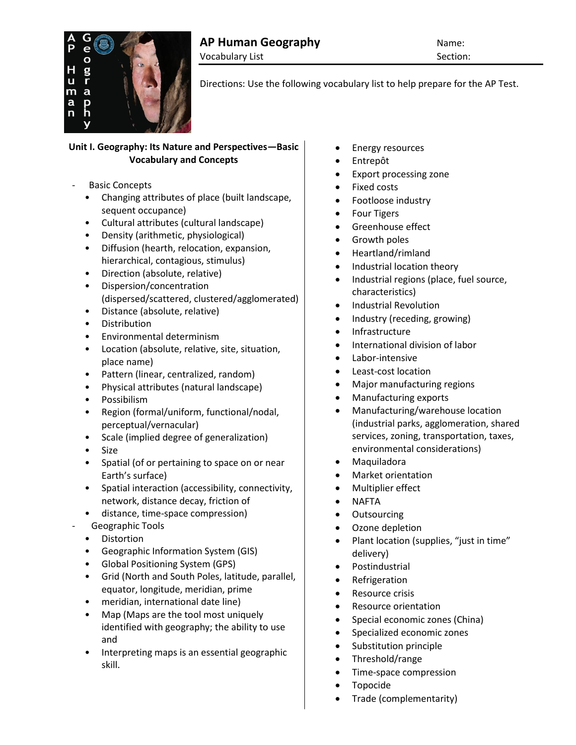# AP Human Geography

Vocabulary List

Name:

Section:

Directions: Use the following vocabulary list to help prepare for the AP Test.

**Unit I. Geography: Its Nature and Perspectives—Basic Vocabulary and Concepts**

- Basic Concepts
  - Changing attributes of place (built landscape, sequent occupance)
  - Cultural attributes (cultural landscape)
  - Density (arithmetic, physiological)
  - Diffusion (hearth, relocation, expansion, hierarchical, contagious, stimulus)
  - Direction (absolute, relative)
  - Dispersion/concentration (dispersed/scattered, clustered/agglomerated)
  - Distance (absolute, relative)
  - Distribution
  - Environmental determinism
  - Location (absolute, relative, site, situation, place name)
  - Pattern (linear, centralized, random)
  - Physical attributes (natural landscape)
  - Possibilism
  - Region (formal/uniform, functional/nodal, perceptual/vernacular)
  - Scale (implied degree of generalization)
  - Size
  - Spatial (of or pertaining to space on or near Earth's surface)
  - Spatial interaction (accessibility, connectivity, network, distance decay, friction of
  - distance, time-space compression)
- Geographic Tools
  - Distortion
  - Geographic Information System (GIS)
  - Global Positioning System (GPS)
  - Grid (North and South Poles, latitude, parallel, equator, longitude, meridian, prime
  - meridian, international date line)
  - Map (Maps are the tool most uniquely identified with geography; the ability to use and
  - Interpreting maps is an essential geographic skill.

- Energy resources
- Entrepôt
- Export processing zone
- Fixed costs
- Footloose industry
- Four Tigers
- Greenhouse effect
- Growth poles
- Heartland/rimland
- Industrial location theory
- Industrial regions (place, fuel source, characteristics)
- Industrial Revolution
- Industry (receding, growing)
- Infrastructure
- International division of labor
- Labor-intensive
- Least-cost location
- Major manufacturing regions
- Manufacturing exports
- Manufacturing/warehouse location (industrial parks, agglomeration, shared services, zoning, transportation, taxes, environmental considerations)
- Maquiladora
- Market orientation
- Multiplier effect
- NAFTA
- Outsourcing
- Ozone depletion
- Plant location (supplies, "just in time" delivery)
- Postindustrial
- Refrigeration
- Resource crisis
- Resource orientation
- Special economic zones (China)
- Specialized economic zones
- Substitution principle
- Threshold/range
- Time-space compression
- Topocide
- Trade (complementarity)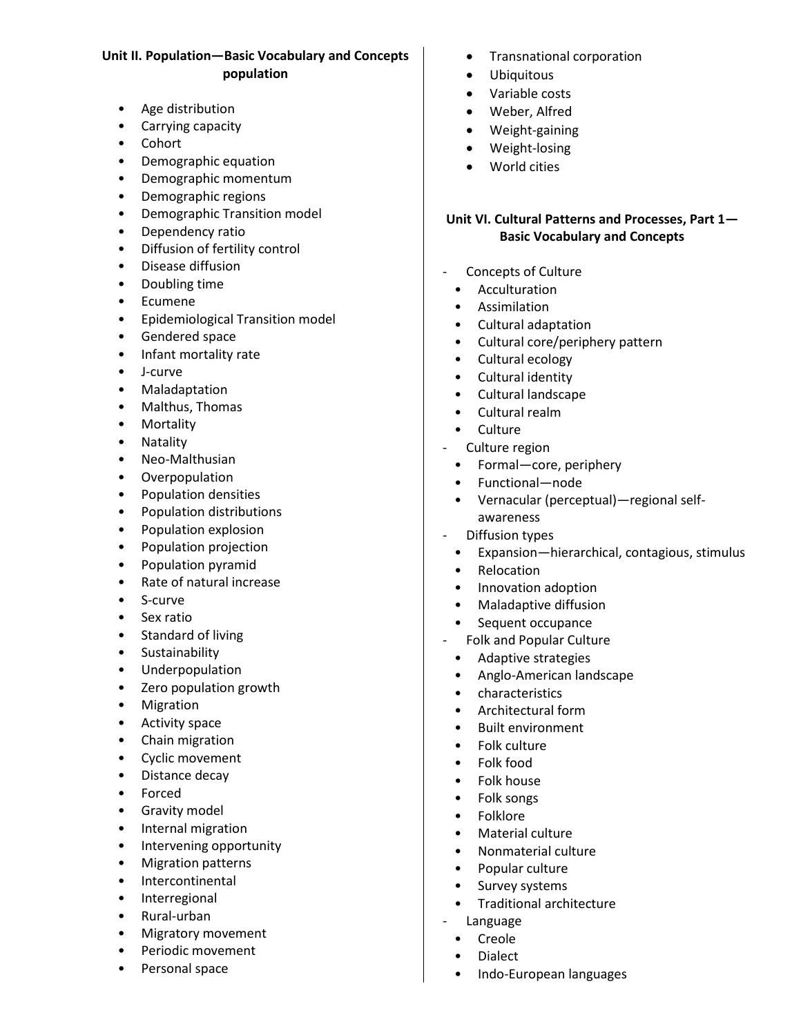**Unit II. Population—Basic Vocabulary and Concepts population**

- Age distribution
- Carrying capacity
- Cohort
- Demographic equation
- Demographic momentum
- Demographic regions
- Demographic Transition model
- Dependency ratio
- Diffusion of fertility control
- Disease diffusion
- Doubling time
- Ecumene
- Epidemiological Transition model
- Gendered space
- Infant mortality rate
- J-curve
- Maladaptation
- Malthus, Thomas
- Mortality
- Natality
- Neo-Malthusian
- Overpopulation
- Population densities
- Population distributions
- Population explosion
- Population projection
- Population pyramid
- Rate of natural increase
- S-curve
- Sex ratio
- Standard of living
- Sustainability
- Underpopulation
- Zero population growth
- Migration
- Activity space
- Chain migration
- Cyclic movement
- Distance decay
- Forced
- Gravity model
- Internal migration
- Intervening opportunity
- Migration patterns
- Intercontinental
- Interregional
- Rural-urban
- Migratory movement
- Periodic movement
- Personal space
- Transnational corporation
- Ubiquitous
- Variable costs
- Weber, Alfred
- Weight-gaining
- Weight-losing
- World cities

**Unit VI. Cultural Patterns and Processes, Part 1—Basic Vocabulary and Concepts**

- Concepts of Culture
  - Acculturation
  - Assimilation
  - Cultural adaptation
  - Cultural core/periphery pattern
  - Cultural ecology
  - Cultural identity
  - Cultural landscape
  - Cultural realm
  - Culture
- Culture region
  - Formal—core, periphery
  - Functional—node
  - Vernacular (perceptual)—regional self-awareness
- Diffusion types
  - Expansion—hierarchical, contagious, stimulus
  - Relocation
  - Innovation adoption
  - Maladaptive diffusion
  - Sequent occupance
- Folk and Popular Culture
  - Adaptive strategies
  - Anglo-American landscape
  - characteristics
  - Architectural form
  - Built environment
  - Folk culture
  - Folk food
  - Folk house
  - Folk songs
  - Folklore
  - Material culture
  - Nonmaterial culture
  - Popular culture
  - Survey systems
  - Traditional architecture
- Language
  - Creole
  - Dialect
  - Indo-European languages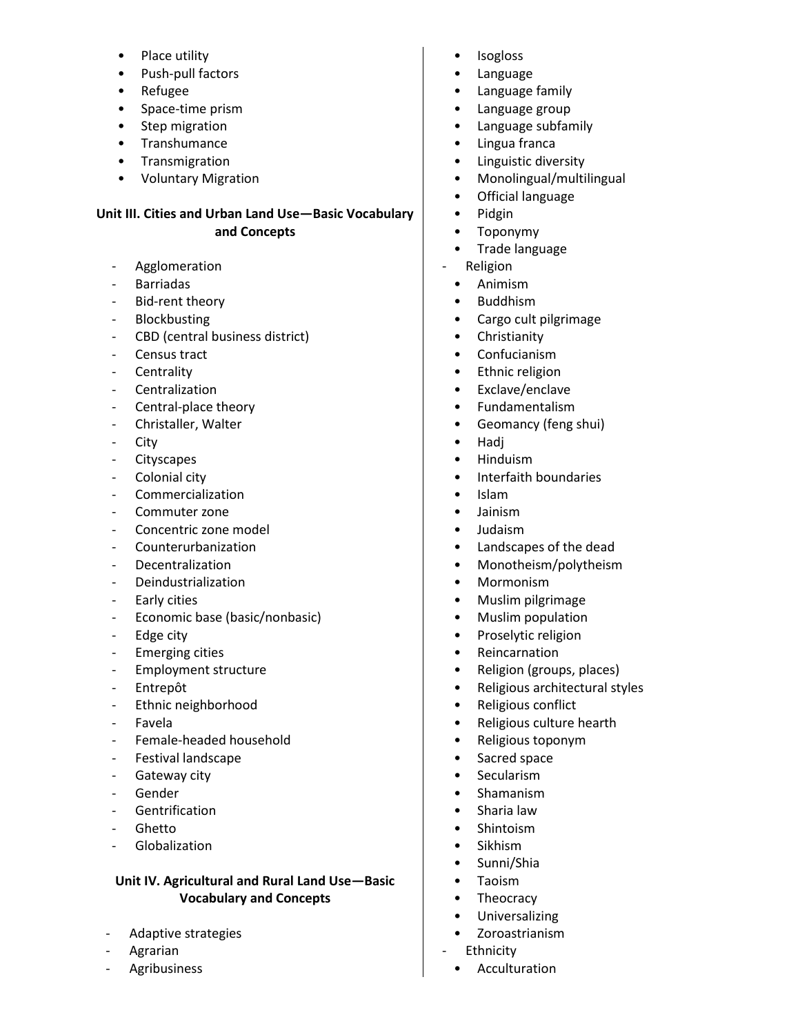- Place utility
- Push-pull factors
- Refugee
- Space-time prism
- Step migration
- Transhumance
- Transmigration
- Voluntary Migration

**Unit III. Cities and Urban Land Use—Basic Vocabulary and Concepts**

- Agglomeration
- Barriadas
- Bid-rent theory
- Blockbusting
- CBD (central business district)
- Census tract
- Centrality
- Centralization
- Central-place theory
- Christaller, Walter
- City
- Cityscapes
- Colonial city
- Commercialization
- Commuter zone
- Concentric zone model
- Counterurbanization
- Decentralization
- Deindustrialization
- Early cities
- Economic base (basic/nonbasic)
- Edge city
- Emerging cities
- Employment structure
- Entrepôt
- Ethnic neighborhood
- Favela
- Female-headed household
- Festival landscape
- Gateway city
- Gender
- Gentrification
- Ghetto
- Globalization

**Unit IV. Agricultural and Rural Land Use—Basic Vocabulary and Concepts**

- Adaptive strategies
- Agrarian
- Agribusiness

- Isogloss
- Language
- Language family
- Language group
- Language subfamily
- Lingua franca
- Linguistic diversity
- Monolingual/multilingual
- Official language
- Pidgin
- Toponymy
- Trade language

- Religion
    - Animism
    - Buddhism
    - Cargo cult pilgrimage
    - Christianity
    - Confucianism
    - Ethnic religion
    - Exclave/enclave
    - Fundamentalism
    - Geomancy (feng shui)
    - Hadj
    - Hinduism
    - Interfaith boundaries
    - Islam
    - Jainism
    - Judaism
    - Landscapes of the dead
    - Monotheism/polytheism
    - Mormonism
    - Muslim pilgrimage
    - Muslim population
    - Proselytic religion
    - Reincarnation
    - Religion (groups, places)
    - Religious architectural styles
    - Religious conflict
    - Religious culture hearth
    - Religious toponym
    - Sacred space
    - Secularism
    - Shamanism
    - Sharia law
    - Shintoism
    - Sikhism
    - Sunni/Shia
    - Taoism
    - Theocracy
    - Universalizing
    - Zoroastrianism
- Ethnicity
    - Acculturation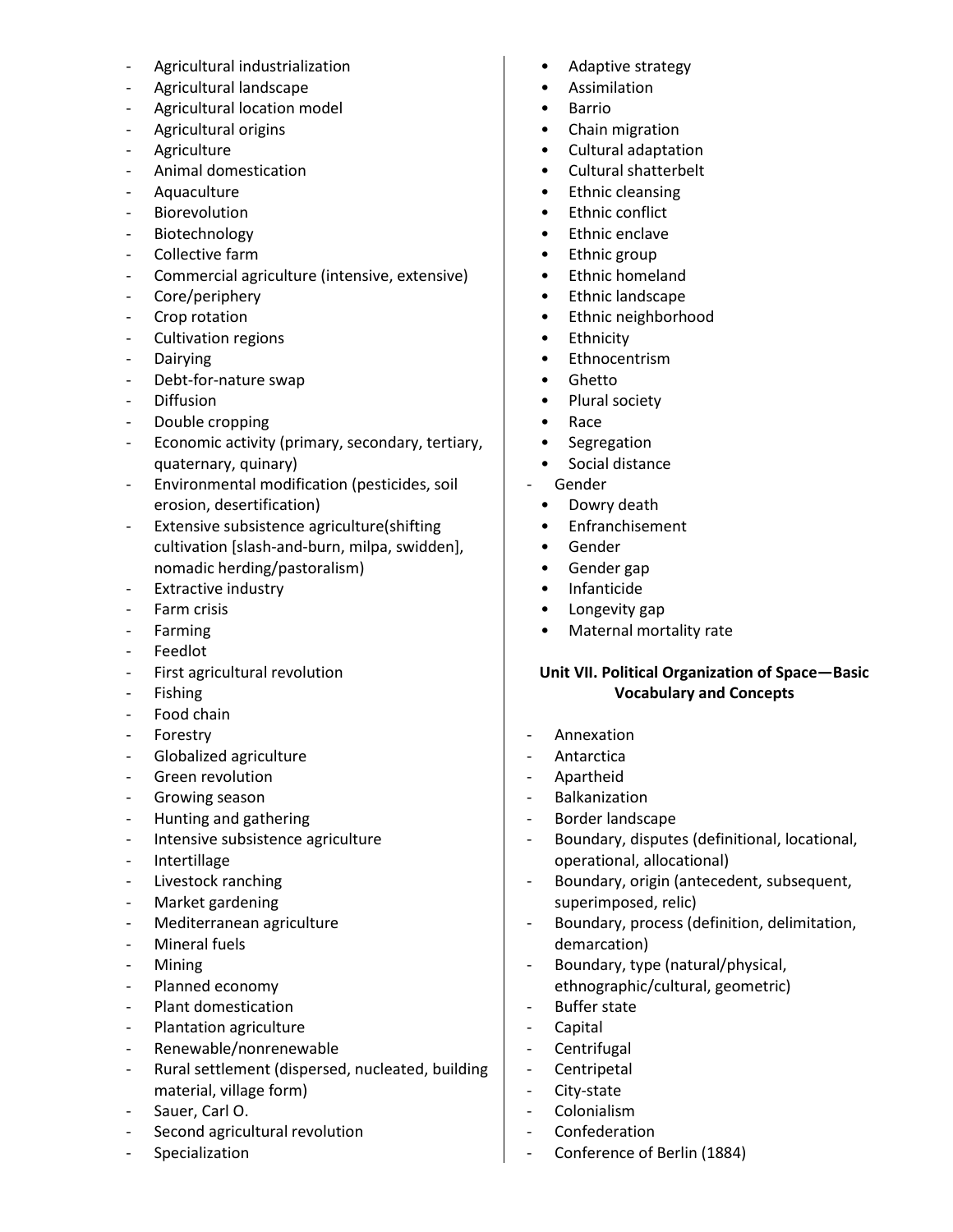- Agricultural industrialization
- Agricultural landscape
- Agricultural location model
- Agricultural origins
- Agriculture
- Animal domestication
- Aquaculture
- Biorevolution
- Biotechnology
- Collective farm
- Commercial agriculture (intensive, extensive)
- Core/periphery
- Crop rotation
- Cultivation regions
- Dairying
- Debt-for-nature swap
- Diffusion
- Double cropping
- Economic activity (primary, secondary, tertiary, quaternary, quinary)
- Environmental modification (pesticides, soil erosion, desertification)
- Extensive subsistence agriculture(shifting cultivation [slash-and-burn, milpa, swidden], nomadic herding/pastoralism)
- Extractive industry
- Farm crisis
- Farming
- Feedlot
- First agricultural revolution
- Fishing
- Food chain
- Forestry
- Globalized agriculture
- Green revolution
- Growing season
- Hunting and gathering
- Intensive subsistence agriculture
- Intertillage
- Livestock ranching
- Market gardening
- Mediterranean agriculture
- Mineral fuels
- Mining
- Planned economy
- Plant domestication
- Plantation agriculture
- Renewable/nonrenewable
- Rural settlement (dispersed, nucleated, building material, village form)
- Sauer, Carl O.
- Second agricultural revolution
- Specialization

- Adaptive strategy
- Assimilation
- Barrio
- Chain migration
- Cultural adaptation
- Cultural shatterbelt
- Ethnic cleansing
- Ethnic conflict
- Ethnic enclave
- Ethnic group
- Ethnic homeland
- Ethnic landscape
- Ethnic neighborhood
- Ethnicity
- Ethnocentrism
- Ghetto
- Plural society
- Race
- Segregation
- Social distance

- Gender
  - Dowry death
  - Enfranchisement
  - Gender
  - Gender gap
  - Infanticide
  - Longevity gap
  - Maternal mortality rate

### Unit VII. Political Organization of Space—Basic Vocabulary and Concepts

- Annexation
- Antarctica
- Apartheid
- Balkanization
- Border landscape
- Boundary, disputes (definitional, locational, operational, allocational)
- Boundary, origin (antecedent, subsequent, superimposed, relic)
- Boundary, process (definition, delimitation, demarcation)
- Boundary, type (natural/physical, ethnographic/cultural, geometric)
- Buffer state
- Capital
- Centrifugal
- Centripetal
- City-state
- Colonialism
- Confederation
- Conference of Berlin (1884)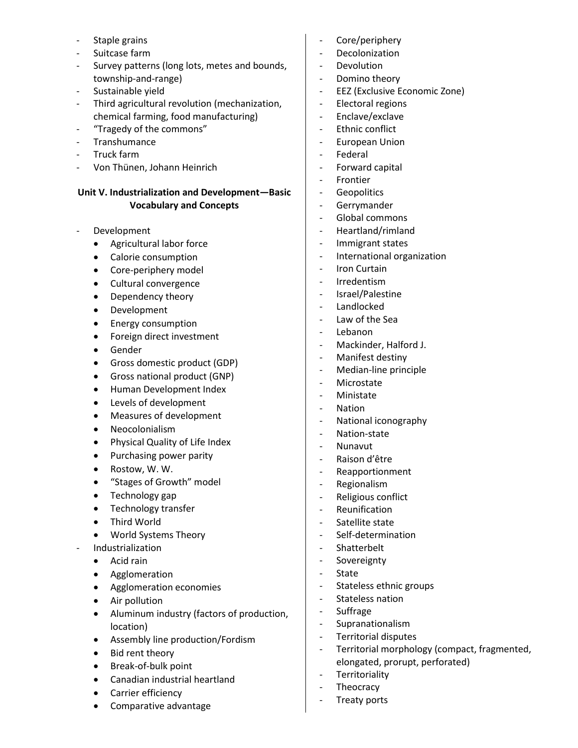- Staple grains
- Suitcase farm
- Survey patterns (long lots, metes and bounds, township-and-range)
- Sustainable yield
- Third agricultural revolution (mechanization, chemical farming, food manufacturing)
- "Tragedy of the commons"
- Transhumance
- Truck farm
- Von Thünen, Johann Heinrich

**Unit V. Industrialization and Development—Basic Vocabulary and Concepts**

- Development
  - Agricultural labor force
  - Calorie consumption
  - Core-periphery model
  - Cultural convergence
  - Dependency theory
  - Development
  - Energy consumption
  - Foreign direct investment
  - Gender
  - Gross domestic product (GDP)
  - Gross national product (GNP)
  - Human Development Index
  - Levels of development
  - Measures of development
  - Neocolonialism
  - Physical Quality of Life Index
  - Purchasing power parity
  - Rostow, W. W.
  - "Stages of Growth" model
  - Technology gap
  - Technology transfer
  - Third World
  - World Systems Theory
- Industrialization
  - Acid rain
  - Agglomeration
  - Agglomeration economies
  - Air pollution
  - Aluminum industry (factors of production, location)
  - Assembly line production/Fordism
  - Bid rent theory
  - Break-of-bulk point
  - Canadian industrial heartland
  - Carrier efficiency
  - Comparative advantage

- Core/periphery
- Decolonization
- Devolution
- Domino theory
- EEZ (Exclusive Economic Zone)
- Electoral regions
- Enclave/exclave
- Ethnic conflict
- European Union
- Federal
- Forward capital
- Frontier
- Geopolitics
- Gerrymander
- Global commons
- Heartland/rimland
- Immigrant states
- International organization
- Iron Curtain
- Irredentism
- Israel/Palestine
- Landlocked
- Law of the Sea
- Lebanon
- Mackinder, Halford J.
- Manifest destiny
- Median-line principle
- Microstate
- Ministate
- Nation
- National iconography
- Nation-state
- Nunavut
- Raison d'être
- Reapportionment
- Regionalism
- Religious conflict
- Reunification
- Satellite state
- Self-determination
- Shatterbelt
- Sovereignty
- State
- Stateless ethnic groups
- Stateless nation
- Suffrage
- Supranationalism
- Territorial disputes
- Territorial morphology (compact, fragmented, elongated, prorupt, perforated)
- Territoriality
- Theocracy
- Treaty ports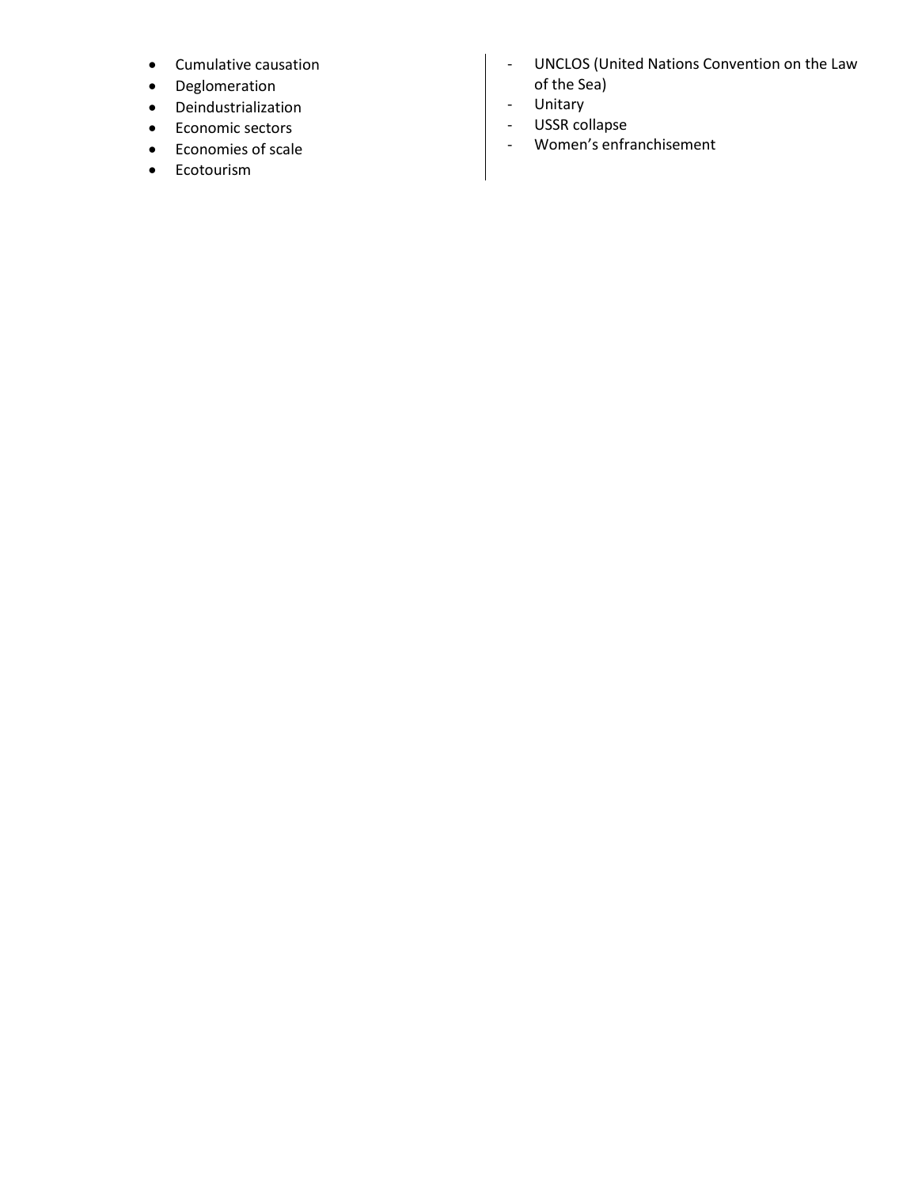- Cumulative causation
- Deglomeration
- Deindustrialization
- Economic sectors
- Economies of scale
- Ecotourism

- UNCLOS (United Nations Convention on the Law of the Sea)
- Unitary
- USSR collapse
- Women's enfranchisement